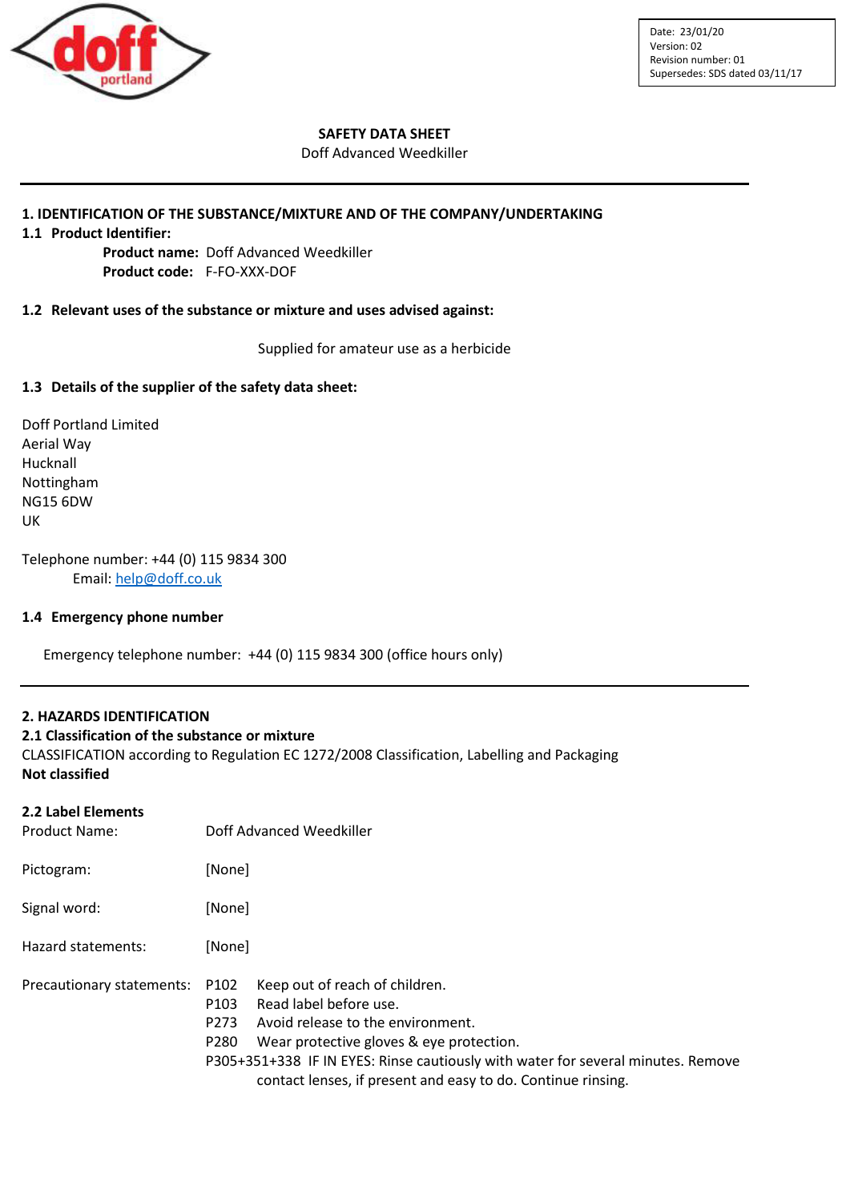Date: 23/01/20
Version: 02
Revision number: 01
Supersedes: SDS dated 03/11/17

**SAFETY DATA SHEET**

Doff Advanced Weedkiller

## 1. IDENTIFICATION OF THE SUBSTANCE/MIXTURE AND OF THE COMPANY/UNDERTAKING

### 1.1 Product Identifier:

**Product name:** Doff Advanced Weedkiller
**Product code:** F-FO-XXX-DOF

### 1.2 Relevant uses of the substance or mixture and uses advised against:

Supplied for amateur use as a herbicide

### 1.3 Details of the supplier of the safety data sheet:

Doff Portland Limited
Aerial Way
Hucknall
Nottingham
NG15 6DW
UK

Telephone number: +44 (0) 115 9834 300
Email: help@doff.co.uk

### 1.4 Emergency phone number

Emergency telephone number: +44 (0) 115 9834 300 (office hours only)

## 2. HAZARDS IDENTIFICATION

### 2.1 Classification of the substance or mixture

CLASSIFICATION according to Regulation EC 1272/2008 Classification, Labelling and Packaging
**Not classified**

### 2.2 Label Elements

Product Name: Doff Advanced Weedkiller

Pictogram: [None]

Signal word: [None]

Hazard statements: [None]

Precautionary statements:
P102 Keep out of reach of children.
P103 Read label before use.
P273 Avoid release to the environment.
P280 Wear protective gloves & eye protection.
P305+351+338 IF IN EYES: Rinse cautiously with water for several minutes. Remove contact lenses, if present and easy to do. Continue rinsing.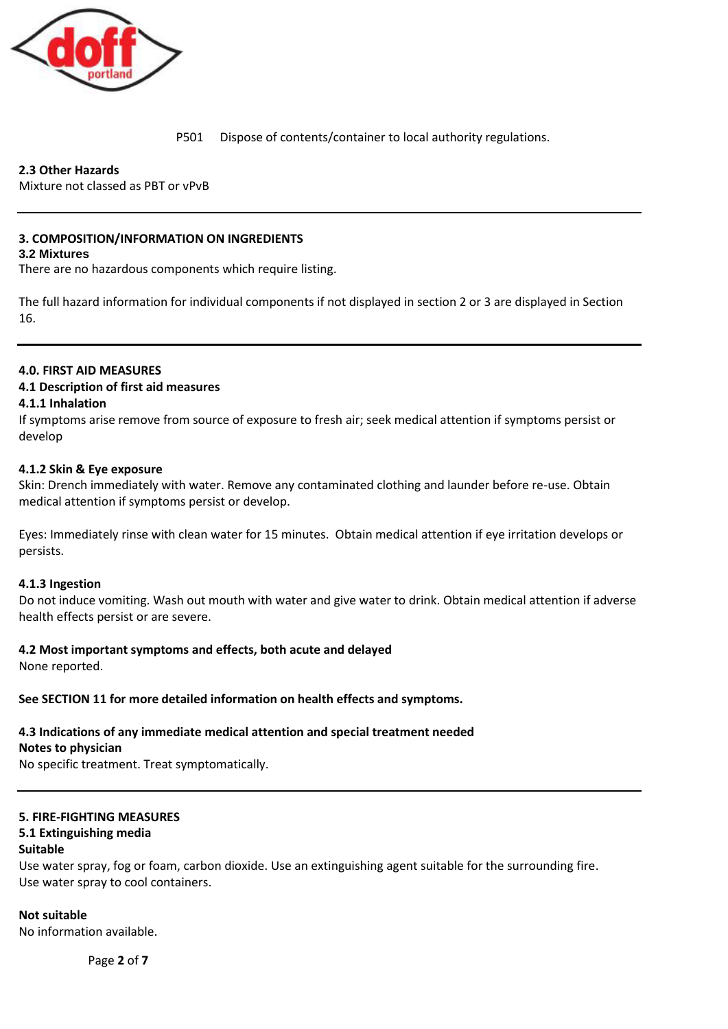P501 Dispose of contents/container to local authority regulations.

**2.3 Other Hazards**
Mixture not classed as PBT or vPvB

---

## 3. COMPOSITION/INFORMATION ON INGREDIENTS

### 3.2 Mixtures

There are no hazardous components which require listing.

The full hazard information for individual components if not displayed in section 2 or 3 are displayed in Section 16.

---

## 4.0. FIRST AID MEASURES

### 4.1 Description of first aid measures

#### 4.1.1 Inhalation

If symptoms arise remove from source of exposure to fresh air; seek medical attention if symptoms persist or develop

#### 4.1.2 Skin & Eye exposure

Skin: Drench immediately with water. Remove any contaminated clothing and launder before re-use. Obtain medical attention if symptoms persist or develop.

Eyes: Immediately rinse with clean water for 15 minutes. Obtain medical attention if eye irritation develops or persists.

#### 4.1.3 Ingestion

Do not induce vomiting. Wash out mouth with water and give water to drink. Obtain medical attention if adverse health effects persist or are severe.

### 4.2 Most important symptoms and effects, both acute and delayed

None reported.

**See SECTION 11 for more detailed information on health effects and symptoms.**

### 4.3 Indications of any immediate medical attention and special treatment needed

**Notes to physician**
No specific treatment. Treat symptomatically.

---

## 5. FIRE-FIGHTING MEASURES

### 5.1 Extinguishing media

**Suitable**
Use water spray, fog or foam, carbon dioxide. Use an extinguishing agent suitable for the surrounding fire.
Use water spray to cool containers.

**Not suitable**
No information available.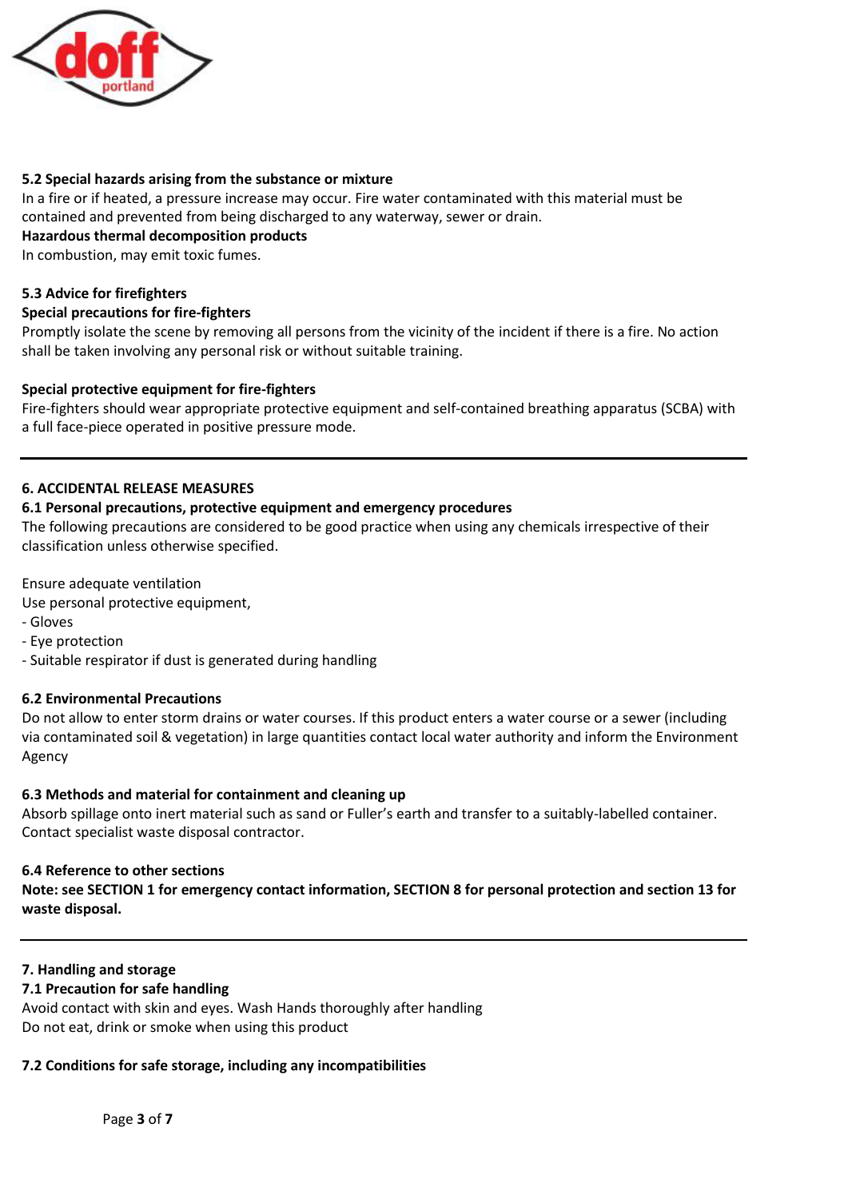**5.2 Special hazards arising from the substance or mixture**

In a fire or if heated, a pressure increase may occur. Fire water contaminated with this material must be contained and prevented from being discharged to any waterway, sewer or drain.

**Hazardous thermal decomposition products**

In combustion, may emit toxic fumes.

**5.3 Advice for firefighters**

**Special precautions for fire-fighters**

Promptly isolate the scene by removing all persons from the vicinity of the incident if there is a fire. No action shall be taken involving any personal risk or without suitable training.

**Special protective equipment for fire-fighters**

Fire-fighters should wear appropriate protective equipment and self-contained breathing apparatus (SCBA) with a full face-piece operated in positive pressure mode.

---

## 6. ACCIDENTAL RELEASE MEASURES

**6.1 Personal precautions, protective equipment and emergency procedures**

The following precautions are considered to be good practice when using any chemicals irrespective of their classification unless otherwise specified.

Ensure adequate ventilation

Use personal protective equipment,

- Gloves
- Eye protection
- Suitable respirator if dust is generated during handling

**6.2 Environmental Precautions**

Do not allow to enter storm drains or water courses. If this product enters a water course or a sewer (including via contaminated soil & vegetation) in large quantities contact local water authority and inform the Environment Agency

**6.3 Methods and material for containment and cleaning up**

Absorb spillage onto inert material such as sand or Fuller's earth and transfer to a suitably-labelled container. Contact specialist waste disposal contractor.

**6.4 Reference to other sections**

**Note: see SECTION 1 for emergency contact information, SECTION 8 for personal protection and section 13 for waste disposal.**

---

## 7. Handling and storage

**7.1 Precaution for safe handling**

Avoid contact with skin and eyes. Wash Hands thoroughly after handling

Do not eat, drink or smoke when using this product

**7.2 Conditions for safe storage, including any incompatibilities**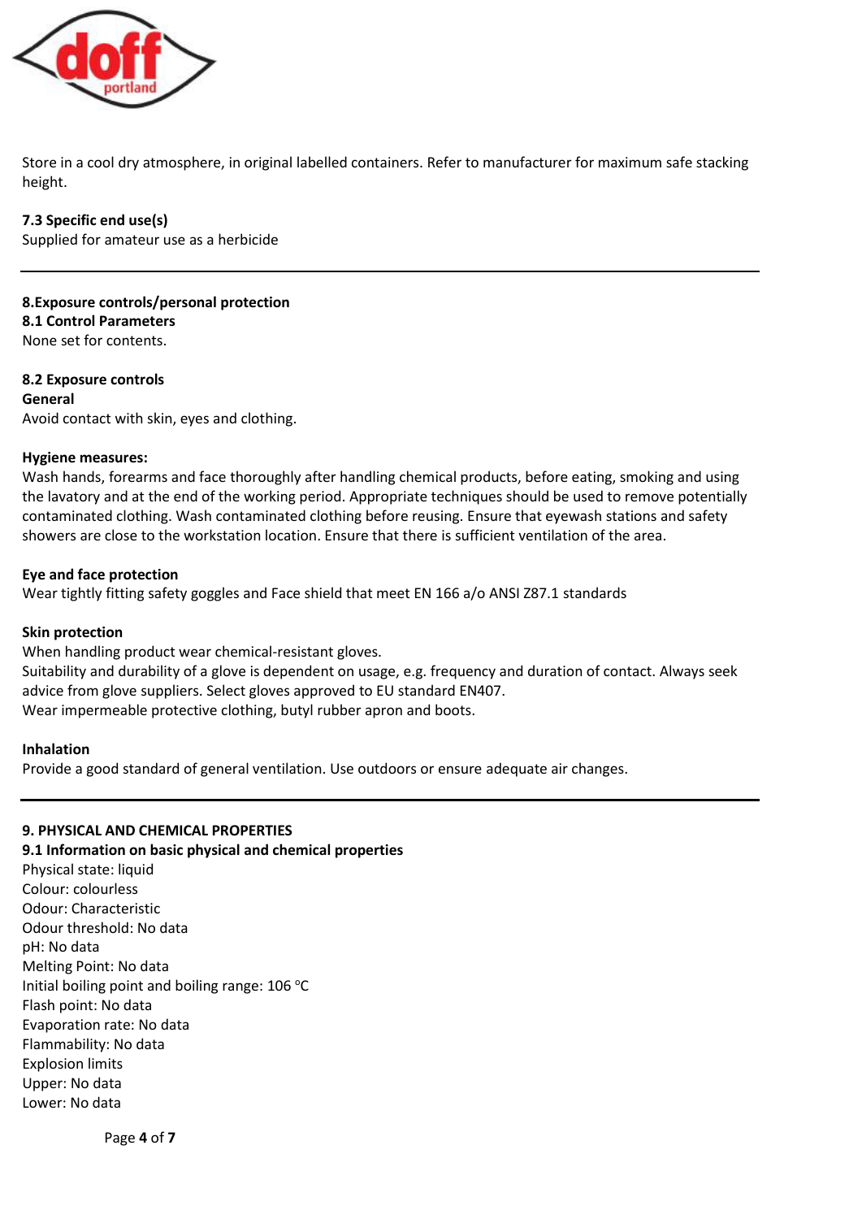Store in a cool dry atmosphere, in original labelled containers. Refer to manufacturer for maximum safe stacking height.

**7.3 Specific end use(s)**
Supplied for amateur use as a herbicide

---

## 8.Exposure controls/personal protection

**8.1 Control Parameters**
None set for contents.

**8.2 Exposure controls**
**General**
Avoid contact with skin, eyes and clothing.

**Hygiene measures:**
Wash hands, forearms and face thoroughly after handling chemical products, before eating, smoking and using the lavatory and at the end of the working period. Appropriate techniques should be used to remove potentially contaminated clothing. Wash contaminated clothing before reusing. Ensure that eyewash stations and safety showers are close to the workstation location. Ensure that there is sufficient ventilation of the area.

**Eye and face protection**
Wear tightly fitting safety goggles and Face shield that meet EN 166 a/o ANSI Z87.1 standards

**Skin protection**
When handling product wear chemical-resistant gloves.
Suitability and durability of a glove is dependent on usage, e.g. frequency and duration of contact. Always seek advice from glove suppliers. Select gloves approved to EU standard EN407.
Wear impermeable protective clothing, butyl rubber apron and boots.

**Inhalation**
Provide a good standard of general ventilation. Use outdoors or ensure adequate air changes.

---

## 9. PHYSICAL AND CHEMICAL PROPERTIES

**9.1 Information on basic physical and chemical properties**
Physical state: liquid
Colour: colourless
Odour: Characteristic
Odour threshold: No data
pH: No data
Melting Point: No data
Initial boiling point and boiling range: 106 °C
Flash point: No data
Evaporation rate: No data
Flammability: No data
Explosion limits
Upper: No data
Lower: No data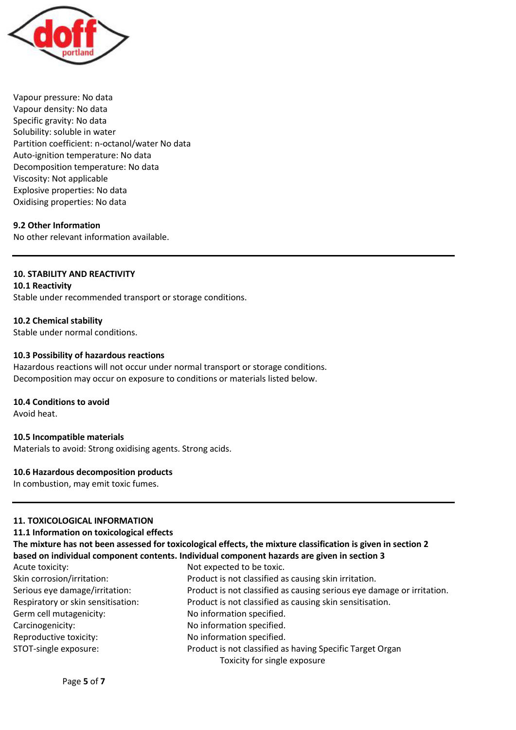Vapour pressure: No data
Vapour density: No data
Specific gravity: No data
Solubility: soluble in water
Partition coefficient: n-octanol/water No data
Auto-ignition temperature: No data
Decomposition temperature: No data
Viscosity: Not applicable
Explosive properties: No data
Oxidising properties: No data

**9.2 Other Information**
No other relevant information available.

---

## 10. STABILITY AND REACTIVITY

**10.1 Reactivity**
Stable under recommended transport or storage conditions.

**10.2 Chemical stability**
Stable under normal conditions.

**10.3 Possibility of hazardous reactions**
Hazardous reactions will not occur under normal transport or storage conditions.
Decomposition may occur on exposure to conditions or materials listed below.

**10.4 Conditions to avoid**
Avoid heat.

**10.5 Incompatible materials**
Materials to avoid: Strong oxidising agents. Strong acids.

**10.6 Hazardous decomposition products**
In combustion, may emit toxic fumes.

---

## 11. TOXICOLOGICAL INFORMATION

**11.1 Information on toxicological effects**

**The mixture has not been assessed for toxicological effects, the mixture classification is given in section 2 based on individual component contents. Individual component hazards are given in section 3**

| | |
|---|---|
| Acute toxicity: | Not expected to be toxic. |
| Skin corrosion/irritation: | Product is not classified as causing skin irritation. |
| Serious eye damage/irritation: | Product is not classified as causing serious eye damage or irritation. |
| Respiratory or skin sensitisation: | Product is not classified as causing skin sensitisation. |
| Germ cell mutagenicity: | No information specified. |
| Carcinogenicity: | No information specified. |
| Reproductive toxicity: | No information specified. |
| STOT-single exposure: | Product is not classified as having Specific Target Organ Toxicity for single exposure |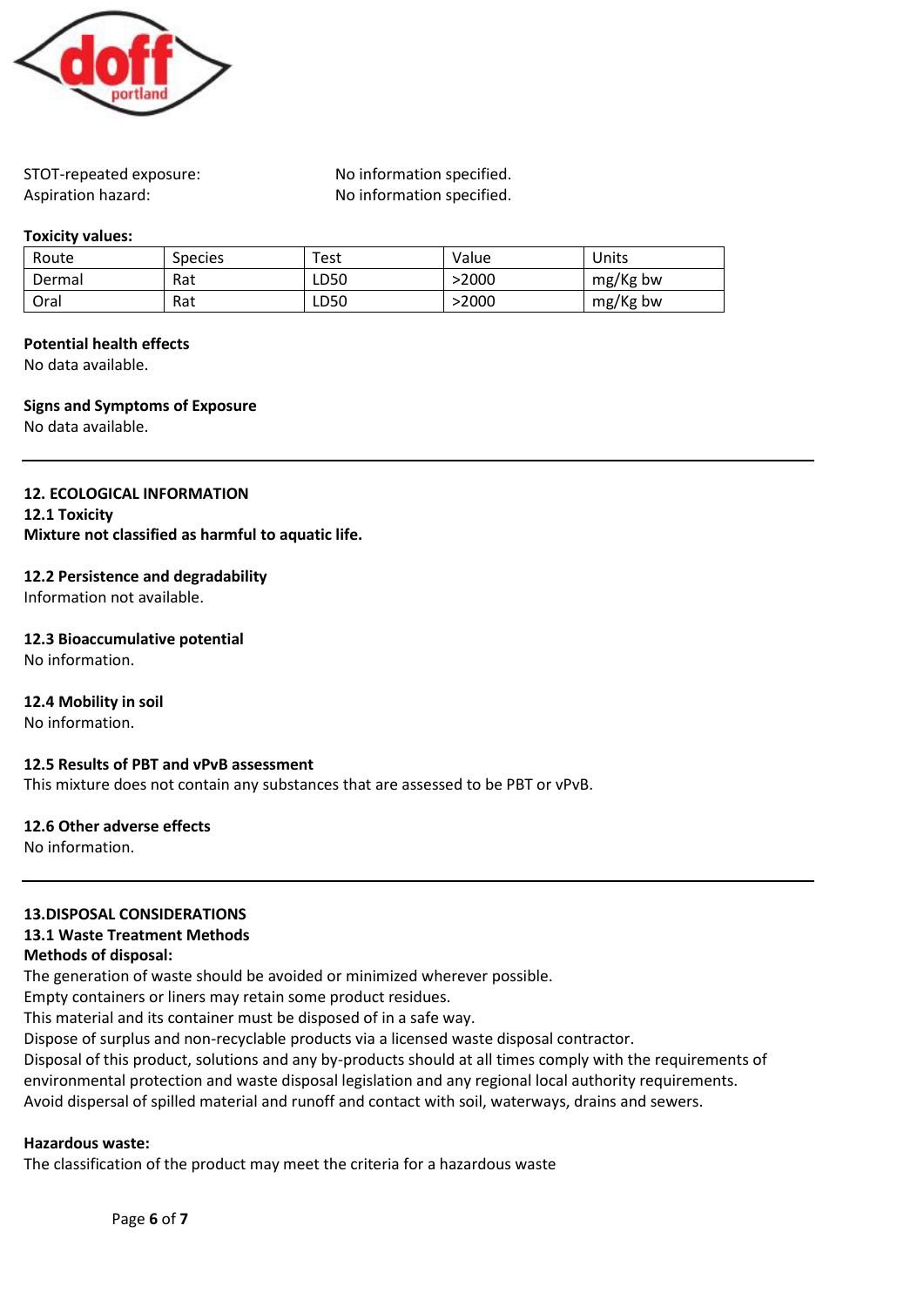STOT-repeated exposure: No information specified.
Aspiration hazard: No information specified.

**Toxicity values:**

| Route | Species | Test | Value | Units |
|---|---|---|---|---|
| Dermal | Rat | LD50 | >2000 | mg/Kg bw |
| Oral | Rat | LD50 | >2000 | mg/Kg bw |

**Potential health effects**

No data available.

**Signs and Symptoms of Exposure**

No data available.

---

## 12. ECOLOGICAL INFORMATION

### 12.1 Toxicity

**Mixture not classified as harmful to aquatic life.**

### 12.2 Persistence and degradability

Information not available.

### 12.3 Bioaccumulative potential

No information.

### 12.4 Mobility in soil

No information.

### 12.5 Results of PBT and vPvB assessment

This mixture does not contain any substances that are assessed to be PBT or vPvB.

### 12.6 Other adverse effects

No information.

---

## 13.DISPOSAL CONSIDERATIONS

### 13.1 Waste Treatment Methods

**Methods of disposal:**

The generation of waste should be avoided or minimized wherever possible.
Empty containers or liners may retain some product residues.
This material and its container must be disposed of in a safe way.
Dispose of surplus and non-recyclable products via a licensed waste disposal contractor.
Disposal of this product, solutions and any by-products should at all times comply with the requirements of environmental protection and waste disposal legislation and any regional local authority requirements.
Avoid dispersal of spilled material and runoff and contact with soil, waterways, drains and sewers.

**Hazardous waste:**

The classification of the product may meet the criteria for a hazardous waste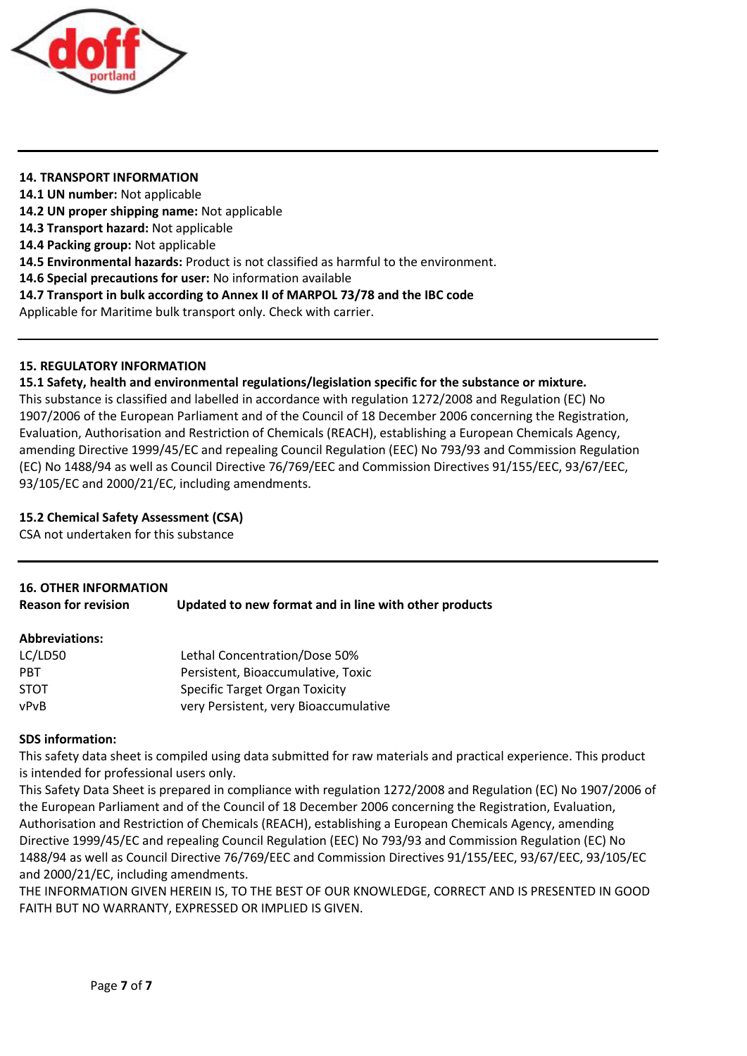## 14. TRANSPORT INFORMATION

**14.1 UN number:** Not applicable
**14.2 UN proper shipping name:** Not applicable
**14.3 Transport hazard:** Not applicable
**14.4 Packing group:** Not applicable
**14.5 Environmental hazards:** Product is not classified as harmful to the environment.
**14.6 Special precautions for user:** No information available
**14.7 Transport in bulk according to Annex II of MARPOL 73/78 and the IBC code**
Applicable for Maritime bulk transport only. Check with carrier.

## 15. REGULATORY INFORMATION

**15.1 Safety, health and environmental regulations/legislation specific for the substance or mixture.**
This substance is classified and labelled in accordance with regulation 1272/2008 and Regulation (EC) No 1907/2006 of the European Parliament and of the Council of 18 December 2006 concerning the Registration, Evaluation, Authorisation and Restriction of Chemicals (REACH), establishing a European Chemicals Agency, amending Directive 1999/45/EC and repealing Council Regulation (EEC) No 793/93 and Commission Regulation (EC) No 1488/94 as well as Council Directive 76/769/EEC and Commission Directives 91/155/EEC, 93/67/EEC, 93/105/EC and 2000/21/EC, including amendments.

**15.2 Chemical Safety Assessment (CSA)**
CSA not undertaken for this substance

## 16. OTHER INFORMATION

**Reason for revision** **Updated to new format and in line with other products**

**Abbreviations:**

| | |
|---|---|
| LC/LD50 | Lethal Concentration/Dose 50% |
| PBT | Persistent, Bioaccumulative, Toxic |
| STOT | Specific Target Organ Toxicity |
| vPvB | very Persistent, very Bioaccumulative |

**SDS information:**
This safety data sheet is compiled using data submitted for raw materials and practical experience. This product is intended for professional users only.
This Safety Data Sheet is prepared in compliance with regulation 1272/2008 and Regulation (EC) No 1907/2006 of the European Parliament and of the Council of 18 December 2006 concerning the Registration, Evaluation, Authorisation and Restriction of Chemicals (REACH), establishing a European Chemicals Agency, amending Directive 1999/45/EC and repealing Council Regulation (EEC) No 793/93 and Commission Regulation (EC) No 1488/94 as well as Council Directive 76/769/EEC and Commission Directives 91/155/EEC, 93/67/EEC, 93/105/EC and 2000/21/EC, including amendments.
THE INFORMATION GIVEN HEREIN IS, TO THE BEST OF OUR KNOWLEDGE, CORRECT AND IS PRESENTED IN GOOD FAITH BUT NO WARRANTY, EXPRESSED OR IMPLIED IS GIVEN.